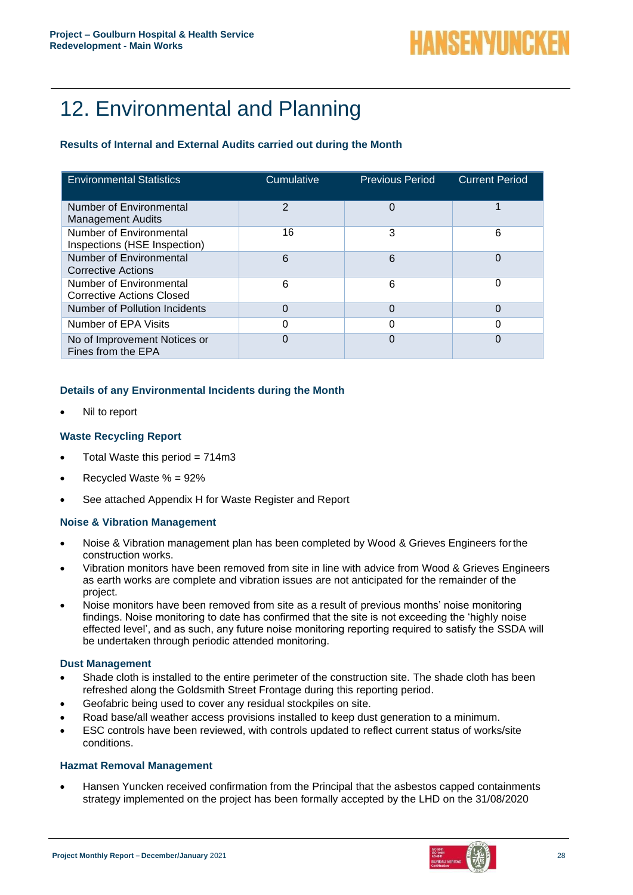# 12. Environmental and Planning

### Results of Internal and External Audits carried out during the Month

| Environmental Statistics | Cumulative | Previous Period | Current Period |
|---|---|---|---|
| Number of Environmental Management Audits | 2 | 0 | 1 |
| Number of Environmental Inspections (HSE Inspection) | 16 | 3 | 6 |
| Number of Environmental Corrective Actions | 6 | 6 | 0 |
| Number of Environmental Corrective Actions Closed | 6 | 6 | 0 |
| Number of Pollution Incidents | 0 | 0 | 0 |
| Number of EPA Visits | 0 | 0 | 0 |
| No of Improvement Notices or Fines from the EPA | 0 | 0 | 0 |

### Details of any Environmental Incidents during the Month

- Nil to report

### Waste Recycling Report

- Total Waste this period = 714m3
- Recycled Waste % = 92%
- See attached Appendix H for Waste Register and Report

### Noise & Vibration Management

- Noise & Vibration management plan has been completed by Wood & Grieves Engineers for the construction works.
- Vibration monitors have been removed from site in line with advice from Wood & Grieves Engineers as earth works are complete and vibration issues are not anticipated for the remainder of the project.
- Noise monitors have been removed from site as a result of previous months' noise monitoring findings. Noise monitoring to date has confirmed that the site is not exceeding the 'highly noise effected level', and as such, any future noise monitoring reporting required to satisfy the SSDA will be undertaken through periodic attended monitoring.

### Dust Management

- Shade cloth is installed to the entire perimeter of the construction site. The shade cloth has been refreshed along the Goldsmith Street Frontage during this reporting period.
- Geofabric being used to cover any residual stockpiles on site.
- Road base/all weather access provisions installed to keep dust generation to a minimum.
- ESC controls have been reviewed, with controls updated to reflect current status of works/site conditions.

### Hazmat Removal Management

- Hansen Yuncken received confirmation from the Principal that the asbestos capped containments strategy implemented on the project has been formally accepted by the LHD on the 31/08/2020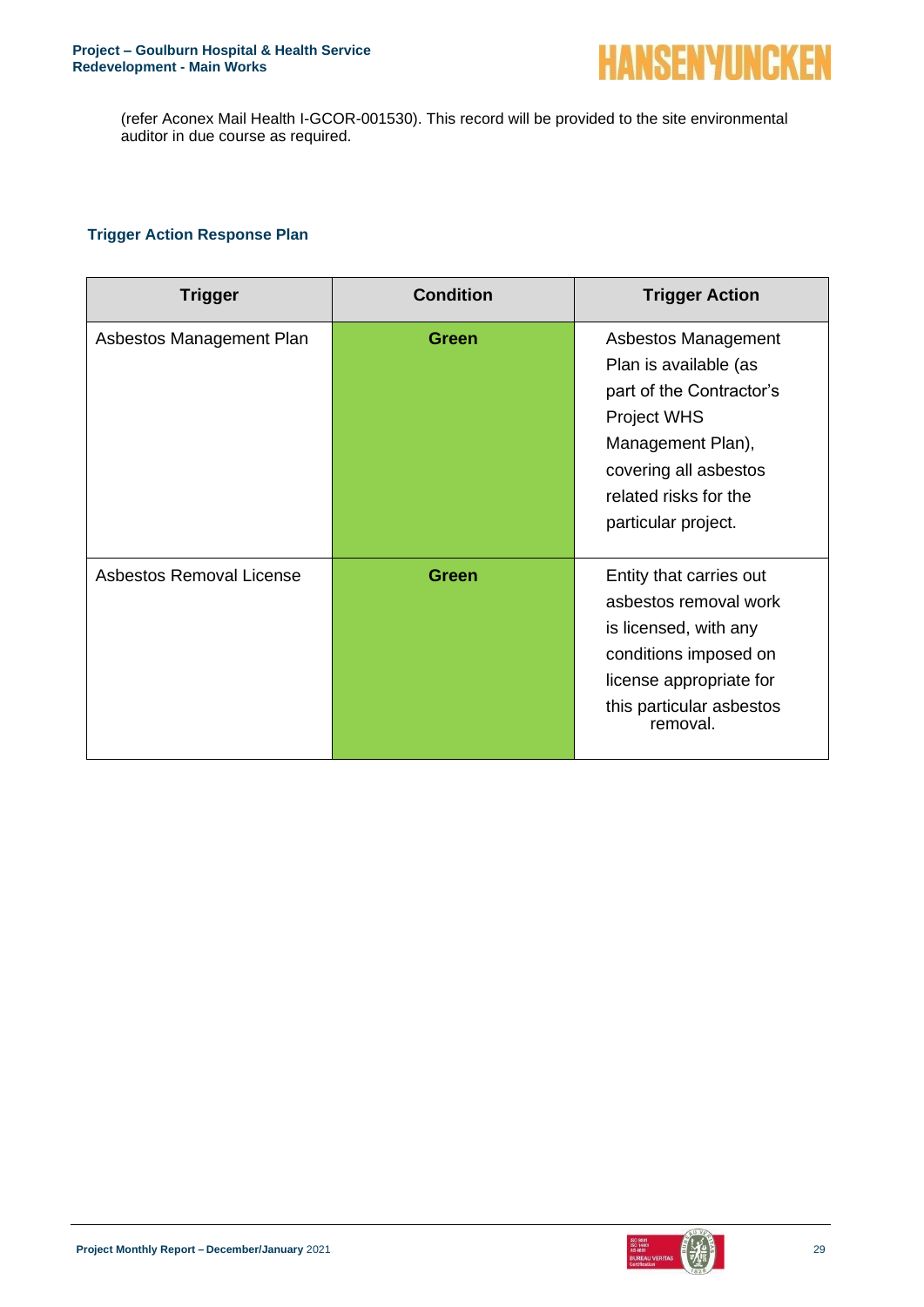(refer Aconex Mail Health I-GCOR-001530). This record will be provided to the site environmental auditor in due course as required.

### Trigger Action Response Plan

| Trigger | Condition | Trigger Action |
|---|---|---|
| Asbestos Management Plan | **Green** | Asbestos Management Plan is available (as part of the Contractor's Project WHS Management Plan), covering all asbestos related risks for the particular project. |
| Asbestos Removal License | **Green** | Entity that carries out asbestos removal work is licensed, with any conditions imposed on license appropriate for this particular asbestos removal. |